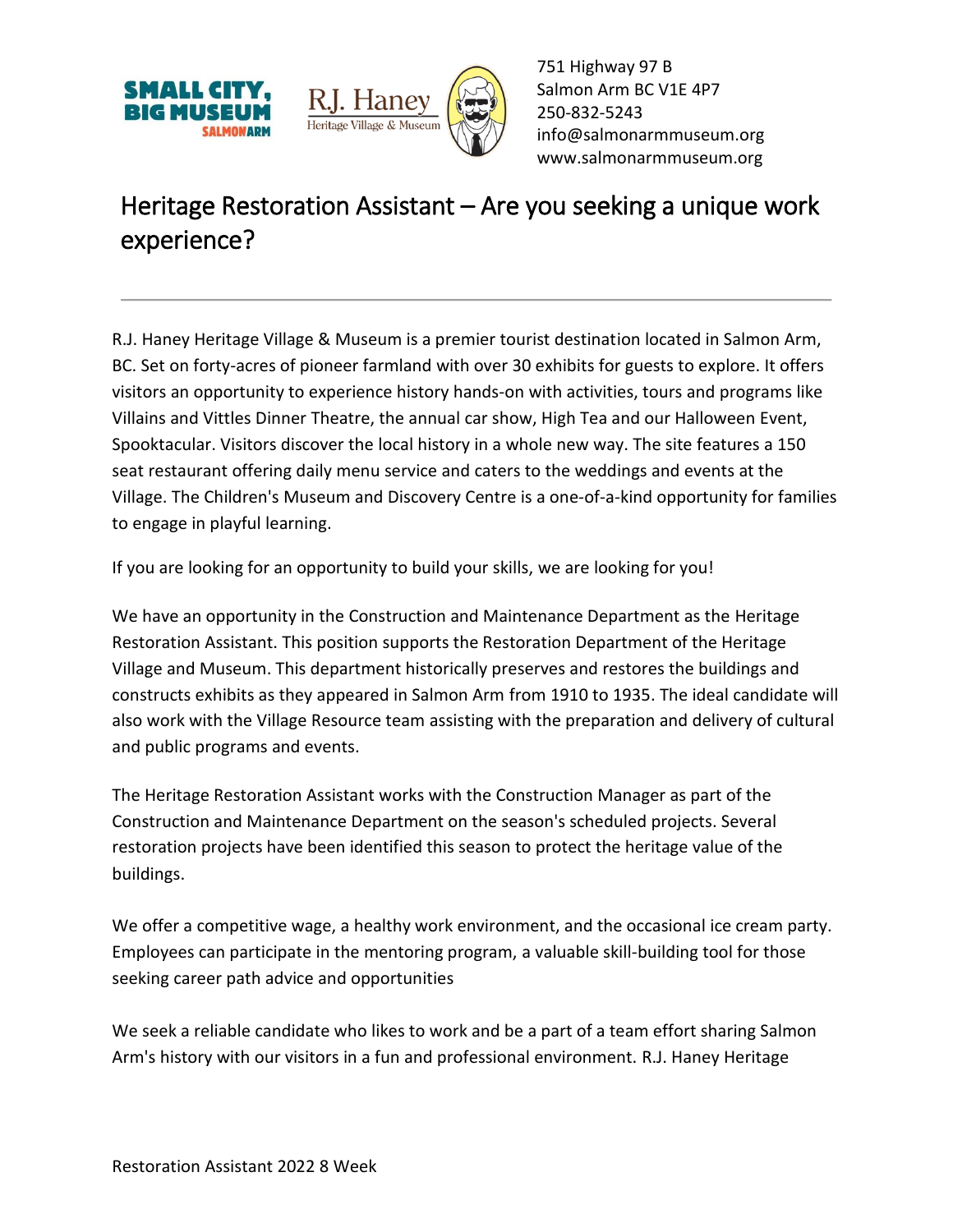751 Highway 97 B
Salmon Arm BC V1E 4P7
250-832-5243
info@salmonarmmuseum.org
www.salmonarmmuseum.org

# Heritage Restoration Assistant – Are you seeking a unique work experience?

---

R.J. Haney Heritage Village & Museum is a premier tourist destination located in Salmon Arm, BC. Set on forty-acres of pioneer farmland with over 30 exhibits for guests to explore. It offers visitors an opportunity to experience history hands-on with activities, tours and programs like Villains and Vittles Dinner Theatre, the annual car show, High Tea and our Halloween Event, Spooktacular. Visitors discover the local history in a whole new way. The site features a 150 seat restaurant offering daily menu service and caters to the weddings and events at the Village. The Children's Museum and Discovery Centre is a one-of-a-kind opportunity for families to engage in playful learning.

If you are looking for an opportunity to build your skills, we are looking for you!

We have an opportunity in the Construction and Maintenance Department as the Heritage Restoration Assistant. This position supports the Restoration Department of the Heritage Village and Museum. This department historically preserves and restores the buildings and constructs exhibits as they appeared in Salmon Arm from 1910 to 1935. The ideal candidate will also work with the Village Resource team assisting with the preparation and delivery of cultural and public programs and events.

The Heritage Restoration Assistant works with the Construction Manager as part of the Construction and Maintenance Department on the season's scheduled projects. Several restoration projects have been identified this season to protect the heritage value of the buildings.

We offer a competitive wage, a healthy work environment, and the occasional ice cream party. Employees can participate in the mentoring program, a valuable skill-building tool for those seeking career path advice and opportunities

We seek a reliable candidate who likes to work and be a part of a team effort sharing Salmon Arm's history with our visitors in a fun and professional environment. R.J. Haney Heritage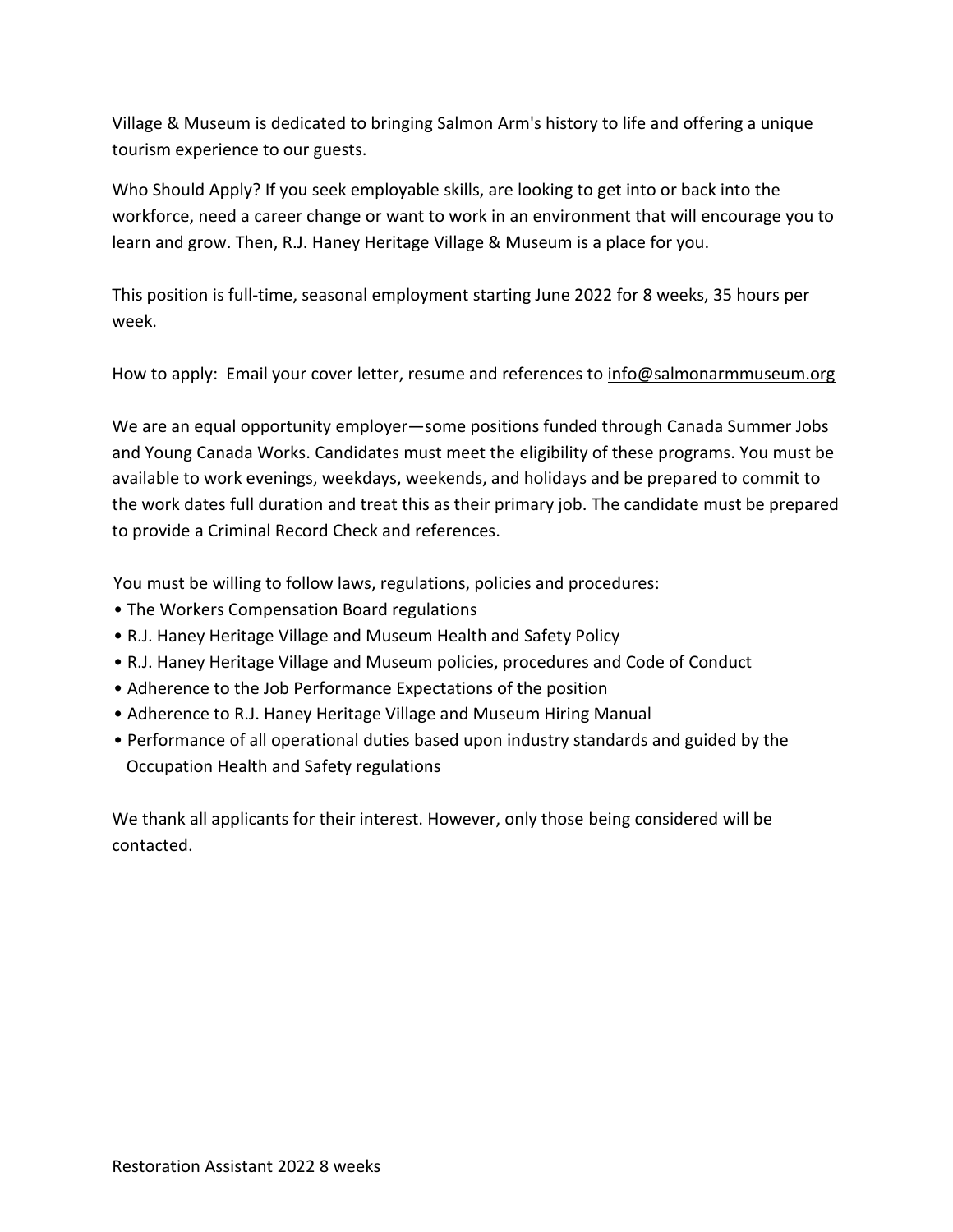Village & Museum is dedicated to bringing Salmon Arm's history to life and offering a unique tourism experience to our guests.

Who Should Apply? If you seek employable skills, are looking to get into or back into the workforce, need a career change or want to work in an environment that will encourage you to learn and grow. Then, R.J. Haney Heritage Village & Museum is a place for you.

This position is full-time, seasonal employment starting June 2022 for 8 weeks, 35 hours per week.

How to apply: Email your cover letter, resume and references to info@salmonarmmuseum.org

We are an equal opportunity employer—some positions funded through Canada Summer Jobs and Young Canada Works. Candidates must meet the eligibility of these programs. You must be available to work evenings, weekdays, weekends, and holidays and be prepared to commit to the work dates full duration and treat this as their primary job. The candidate must be prepared to provide a Criminal Record Check and references.

You must be willing to follow laws, regulations, policies and procedures:

- The Workers Compensation Board regulations
- R.J. Haney Heritage Village and Museum Health and Safety Policy
- R.J. Haney Heritage Village and Museum policies, procedures and Code of Conduct
- Adherence to the Job Performance Expectations of the position
- Adherence to R.J. Haney Heritage Village and Museum Hiring Manual
- Performance of all operational duties based upon industry standards and guided by the Occupation Health and Safety regulations

We thank all applicants for their interest. However, only those being considered will be contacted.